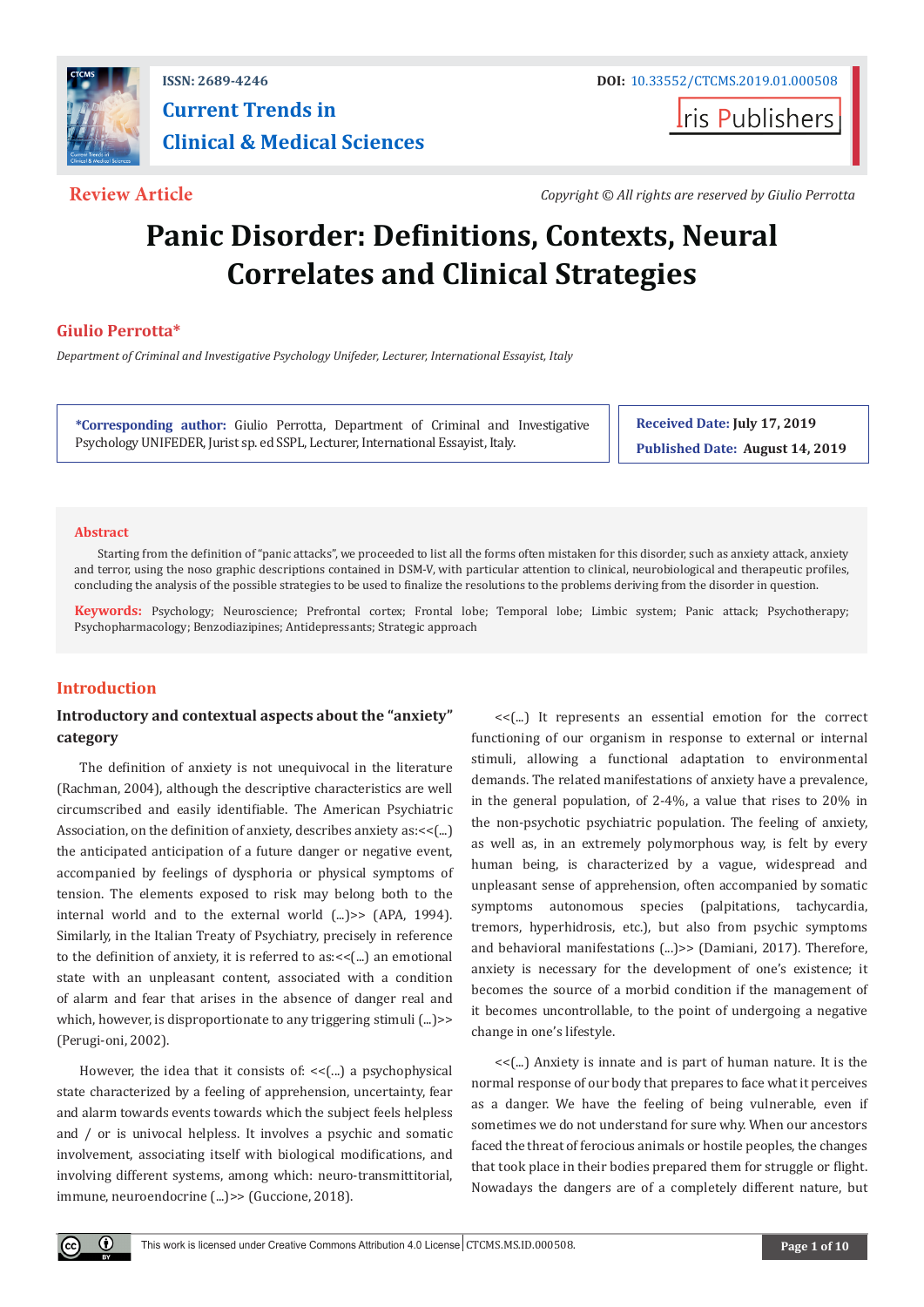ISSN: 2689-4246

DOI: 10.33552/CTCMS.2019.01.000508

**Current Trends in Clinical & Medical Sciences**

Iris Publishers

**Review Article**

*Copyright © All rights are reserved by Giulio Perrotta*

# Panic Disorder: Definitions, Contexts, Neural Correlates and Clinical Strategies

**Giulio Perrotta***

*Department of Criminal and Investigative Psychology Unifeder, Lecturer, International Essayist, Italy*

**\*Corresponding author:** Giulio Perrotta, Department of Criminal and Investigative Psychology UNIFEDER, Jurist sp. ed SSPL, Lecturer, International Essayist, Italy.

**Received Date:** July 17, 2019

**Published Date:** August 14, 2019

## Abstract

Starting from the definition of "panic attacks", we proceeded to list all the forms often mistaken for this disorder, such as anxiety attack, anxiety and terror, using the noso graphic descriptions contained in DSM-V, with particular attention to clinical, neurobiological and therapeutic profiles, concluding the analysis of the possible strategies to be used to finalize the resolutions to the problems deriving from the disorder in question.

**Keywords:** Psychology; Neuroscience; Prefrontal cortex; Frontal lobe; Temporal lobe; Limbic system; Panic attack; Psychotherapy; Psychopharmacology; Benzodiazipines; Antidepressants; Strategic approach

## Introduction

### Introductory and contextual aspects about the "anxiety" category

The definition of anxiety is not unequivocal in the literature (Rachman, 2004), although the descriptive characteristics are well circumscribed and easily identifiable. The American Psychiatric Association, on the definition of anxiety, describes anxiety as:<<(...) the anticipated anticipation of a future danger or negative event, accompanied by feelings of dysphoria or physical symptoms of tension. The elements exposed to risk may belong both to the internal world and to the external world (...)>> (APA, 1994). Similarly, in the Italian Treaty of Psychiatry, precisely in reference to the definition of anxiety, it is referred to as:<<(...) an emotional state with an unpleasant content, associated with a condition of alarm and fear that arises in the absence of danger real and which, however, is disproportionate to any triggering stimuli (...)>> (Perugi-oni, 2002).

However, the idea that it consists of: <<(...) a psychophysical state characterized by a feeling of apprehension, uncertainty, fear and alarm towards events towards which the subject feels helpless and / or is univocal helpless. It involves a psychic and somatic involvement, associating itself with biological modifications, and involving different systems, among which: neuro-transmittitorial, immune, neuroendocrine (...)>> (Guccione, 2018).

<<(...) It represents an essential emotion for the correct functioning of our organism in response to external or internal stimuli, allowing a functional adaptation to environmental demands. The related manifestations of anxiety have a prevalence, in the general population, of 2-4%, a value that rises to 20% in the non-psychotic psychiatric population. The feeling of anxiety, as well as, in an extremely polymorphous way, is felt by every human being, is characterized by a vague, widespread and unpleasant sense of apprehension, often accompanied by somatic symptoms autonomous species (palpitations, tachycardia, tremors, hyperhidrosis, etc.), but also from psychic symptoms and behavioral manifestations (...)>> (Damiani, 2017). Therefore, anxiety is necessary for the development of one's existence; it becomes the source of a morbid condition if the management of it becomes uncontrollable, to the point of undergoing a negative change in one's lifestyle.

<<(...) Anxiety is innate and is part of human nature. It is the normal response of our body that prepares to face what it perceives as a danger. We have the feeling of being vulnerable, even if sometimes we do not understand for sure why. When our ancestors faced the threat of ferocious animals or hostile peoples, the changes that took place in their bodies prepared them for struggle or flight. Nowadays the dangers are of a completely different nature, but

This work is licensed under Creative Commons Attribution 4.0 License | CTCMS.MS.ID.000508.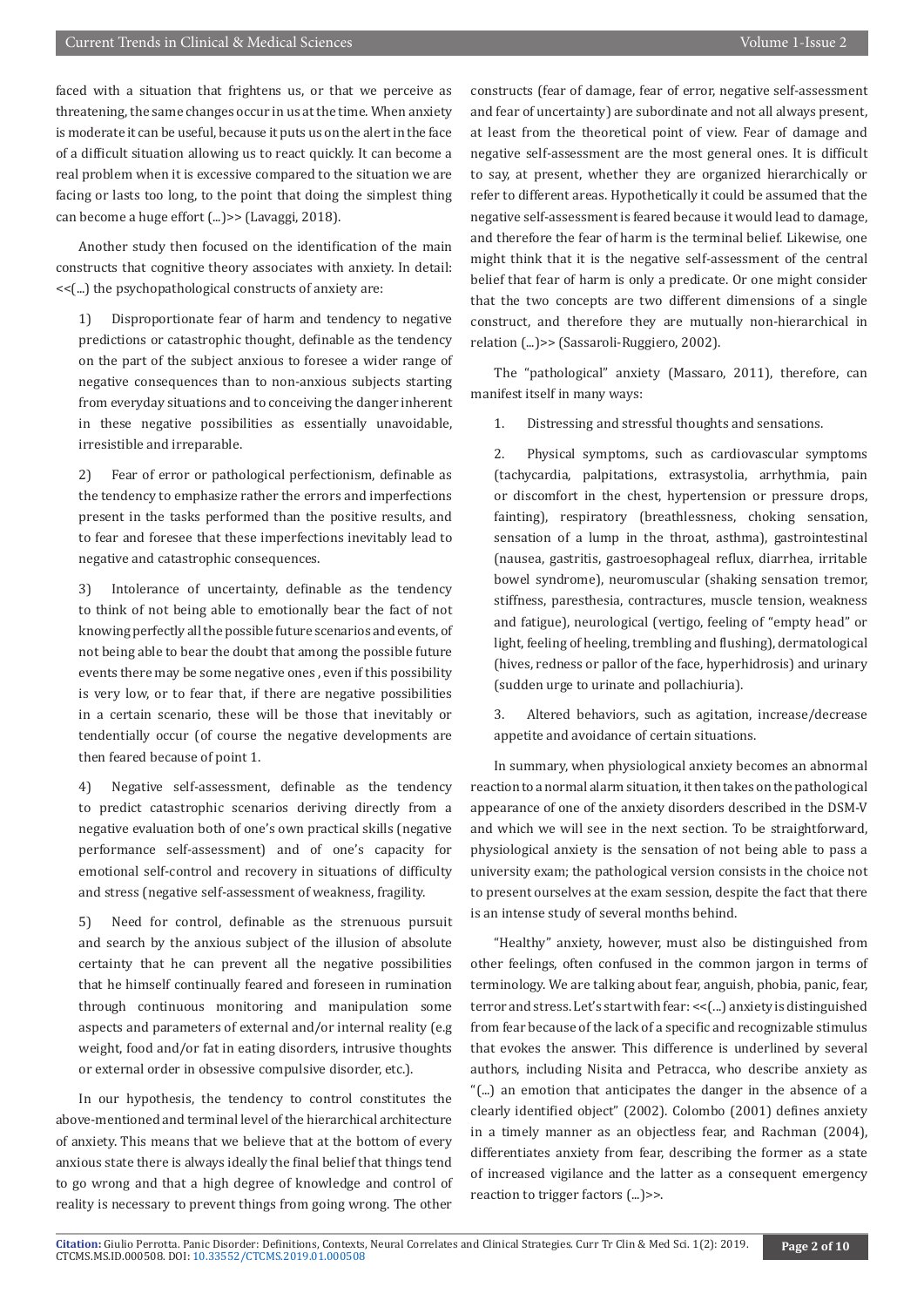faced with a situation that frightens us, or that we perceive as threatening, the same changes occur in us at the time. When anxiety is moderate it can be useful, because it puts us on the alert in the face of a difficult situation allowing us to react quickly. It can become a real problem when it is excessive compared to the situation we are facing or lasts too long, to the point that doing the simplest thing can become a huge effort (...)>> (Lavaggi, 2018).

Another study then focused on the identification of the main constructs that cognitive theory associates with anxiety. In detail: <<(...) the psychopathological constructs of anxiety are:

1) Disproportionate fear of harm and tendency to negative predictions or catastrophic thought, definable as the tendency on the part of the subject anxious to foresee a wider range of negative consequences than to non-anxious subjects starting from everyday situations and to conceiving the danger inherent in these negative possibilities as essentially unavoidable, irresistible and irreparable.

2) Fear of error or pathological perfectionism, definable as the tendency to emphasize rather the errors and imperfections present in the tasks performed than the positive results, and to fear and foresee that these imperfections inevitably lead to negative and catastrophic consequences.

3) Intolerance of uncertainty, definable as the tendency to think of not being able to emotionally bear the fact of not knowing perfectly all the possible future scenarios and events, of not being able to bear the doubt that among the possible future events there may be some negative ones , even if this possibility is very low, or to fear that, if there are negative possibilities in a certain scenario, these will be those that inevitably or tendentially occur (of course the negative developments are then feared because of point 1.

4) Negative self-assessment, definable as the tendency to predict catastrophic scenarios deriving directly from a negative evaluation both of one's own practical skills (negative performance self-assessment) and of one's capacity for emotional self-control and recovery in situations of difficulty and stress (negative self-assessment of weakness, fragility.

5) Need for control, definable as the strenuous pursuit and search by the anxious subject of the illusion of absolute certainty that he can prevent all the negative possibilities that he himself continually feared and foreseen in rumination through continuous monitoring and manipulation some aspects and parameters of external and/or internal reality (e.g weight, food and/or fat in eating disorders, intrusive thoughts or external order in obsessive compulsive disorder, etc.).

In our hypothesis, the tendency to control constitutes the above-mentioned and terminal level of the hierarchical architecture of anxiety. This means that we believe that at the bottom of every anxious state there is always ideally the final belief that things tend to go wrong and that a high degree of knowledge and control of reality is necessary to prevent things from going wrong. The other constructs (fear of damage, fear of error, negative self-assessment and fear of uncertainty) are subordinate and not all always present, at least from the theoretical point of view. Fear of damage and negative self-assessment are the most general ones. It is difficult to say, at present, whether they are organized hierarchically or refer to different areas. Hypothetically it could be assumed that the negative self-assessment is feared because it would lead to damage, and therefore the fear of harm is the terminal belief. Likewise, one might think that it is the negative self-assessment of the central belief that fear of harm is only a predicate. Or one might consider that the two concepts are two different dimensions of a single construct, and therefore they are mutually non-hierarchical in relation (...)>> (Sassaroli-Ruggiero, 2002).

The "pathological" anxiety (Massaro, 2011), therefore, can manifest itself in many ways:

1. Distressing and stressful thoughts and sensations.

2. Physical symptoms, such as cardiovascular symptoms (tachycardia, palpitations, extrasystolia, arrhythmia, pain or discomfort in the chest, hypertension or pressure drops, fainting), respiratory (breathlessness, choking sensation, sensation of a lump in the throat, asthma), gastrointestinal (nausea, gastritis, gastroesophageal reflux, diarrhea, irritable bowel syndrome), neuromuscular (shaking sensation tremor, stiffness, paresthesia, contractures, muscle tension, weakness and fatigue), neurological (vertigo, feeling of "empty head" or light, feeling of heeling, trembling and flushing), dermatological (hives, redness or pallor of the face, hyperhidrosis) and urinary (sudden urge to urinate and pollachiuria).

3. Altered behaviors, such as agitation, increase/decrease appetite and avoidance of certain situations.

In summary, when physiological anxiety becomes an abnormal reaction to a normal alarm situation, it then takes on the pathological appearance of one of the anxiety disorders described in the DSM-V and which we will see in the next section. To be straightforward, physiological anxiety is the sensation of not being able to pass a university exam; the pathological version consists in the choice not to present ourselves at the exam session, despite the fact that there is an intense study of several months behind.

"Healthy" anxiety, however, must also be distinguished from other feelings, often confused in the common jargon in terms of terminology. We are talking about fear, anguish, phobia, panic, fear, terror and stress. Let's start with fear: <<(...) anxiety is distinguished from fear because of the lack of a specific and recognizable stimulus that evokes the answer. This difference is underlined by several authors, including Nisita and Petracca, who describe anxiety as "(...) an emotion that anticipates the danger in the absence of a clearly identified object" (2002). Colombo (2001) defines anxiety in a timely manner as an objectless fear, and Rachman (2004), differentiates anxiety from fear, describing the former as a state of increased vigilance and the latter as a consequent emergency reaction to trigger factors (...)>>.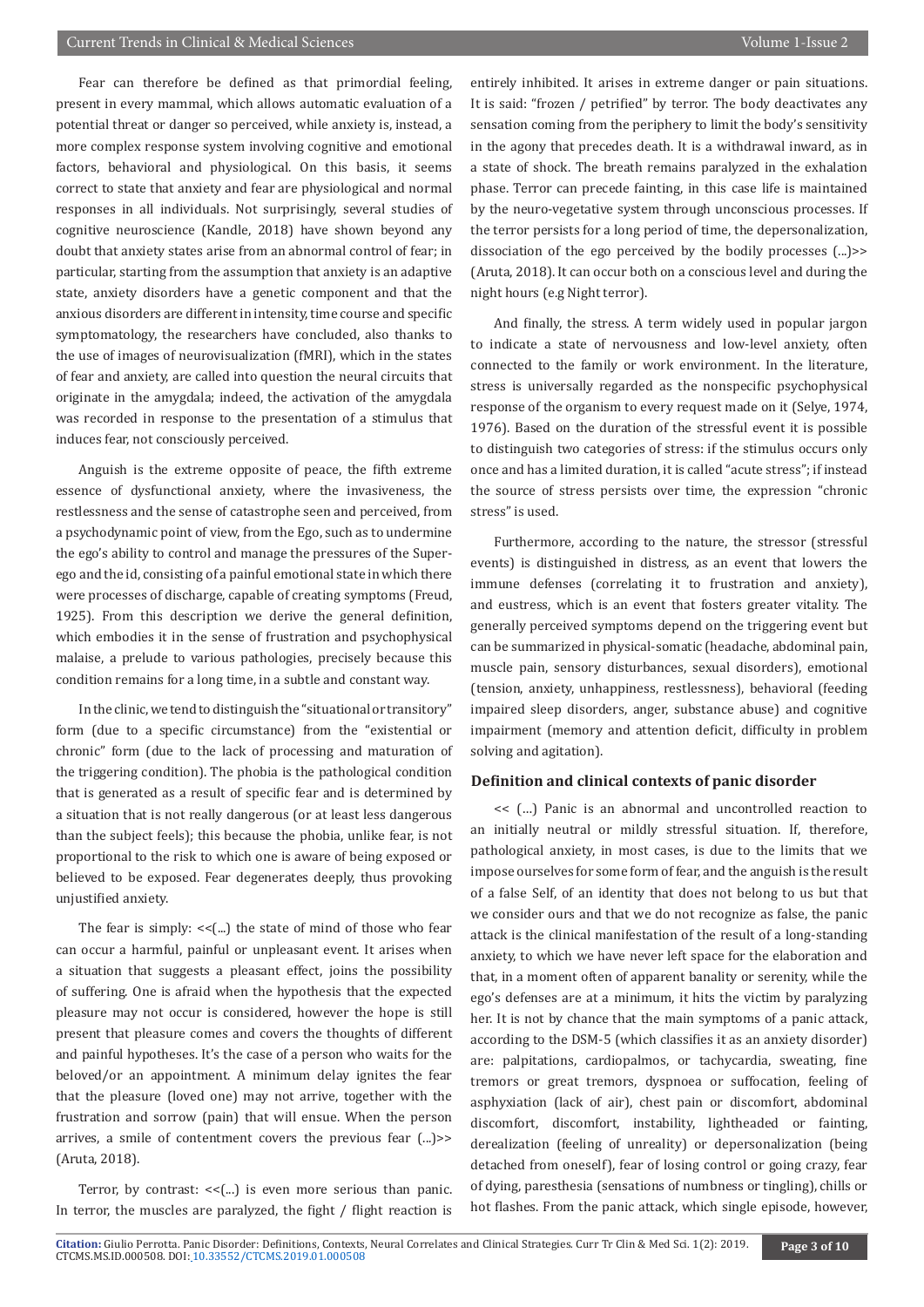Fear can therefore be defined as that primordial feeling, present in every mammal, which allows automatic evaluation of a potential threat or danger so perceived, while anxiety is, instead, a more complex response system involving cognitive and emotional factors, behavioral and physiological. On this basis, it seems correct to state that anxiety and fear are physiological and normal responses in all individuals. Not surprisingly, several studies of cognitive neuroscience (Kandle, 2018) have shown beyond any doubt that anxiety states arise from an abnormal control of fear; in particular, starting from the assumption that anxiety is an adaptive state, anxiety disorders have a genetic component and that the anxious disorders are different in intensity, time course and specific symptomatology, the researchers have concluded, also thanks to the use of images of neurovisualization (fMRI), which in the states of fear and anxiety, are called into question the neural circuits that originate in the amygdala; indeed, the activation of the amygdala was recorded in response to the presentation of a stimulus that induces fear, not consciously perceived.

Anguish is the extreme opposite of peace, the fifth extreme essence of dysfunctional anxiety, where the invasiveness, the restlessness and the sense of catastrophe seen and perceived, from a psychodynamic point of view, from the Ego, such as to undermine the ego's ability to control and manage the pressures of the Super-ego and the id, consisting of a painful emotional state in which there were processes of discharge, capable of creating symptoms (Freud, 1925). From this description we derive the general definition, which embodies it in the sense of frustration and psychophysical malaise, a prelude to various pathologies, precisely because this condition remains for a long time, in a subtle and constant way.

In the clinic, we tend to distinguish the "situational or transitory" form (due to a specific circumstance) from the "existential or chronic" form (due to the lack of processing and maturation of the triggering condition). The phobia is the pathological condition that is generated as a result of specific fear and is determined by a situation that is not really dangerous (or at least less dangerous than the subject feels); this because the phobia, unlike fear, is not proportional to the risk to which one is aware of being exposed or believed to be exposed. Fear degenerates deeply, thus provoking unjustified anxiety.

The fear is simply: <<(...) the state of mind of those who fear can occur a harmful, painful or unpleasant event. It arises when a situation that suggests a pleasant effect, joins the possibility of suffering. One is afraid when the hypothesis that the expected pleasure may not occur is considered, however the hope is still present that pleasure comes and covers the thoughts of different and painful hypotheses. It's the case of a person who waits for the beloved/or an appointment. A minimum delay ignites the fear that the pleasure (loved one) may not arrive, together with the frustration and sorrow (pain) that will ensue. When the person arrives, a smile of contentment covers the previous fear (...)>> (Aruta, 2018).

Terror, by contrast: <<(...) is even more serious than panic. In terror, the muscles are paralyzed, the fight / flight reaction is entirely inhibited. It arises in extreme danger or pain situations. It is said: "frozen / petrified" by terror. The body deactivates any sensation coming from the periphery to limit the body's sensitivity in the agony that precedes death. It is a withdrawal inward, as in a state of shock. The breath remains paralyzed in the exhalation phase. Terror can precede fainting, in this case life is maintained by the neuro-vegetative system through unconscious processes. If the terror persists for a long period of time, the depersonalization, dissociation of the ego perceived by the bodily processes (...)>> (Aruta, 2018). It can occur both on a conscious level and during the night hours (e.g Night terror).

And finally, the stress. A term widely used in popular jargon to indicate a state of nervousness and low-level anxiety, often connected to the family or work environment. In the literature, stress is universally regarded as the nonspecific psychophysical response of the organism to every request made on it (Selye, 1974, 1976). Based on the duration of the stressful event it is possible to distinguish two categories of stress: if the stimulus occurs only once and has a limited duration, it is called "acute stress"; if instead the source of stress persists over time, the expression "chronic stress" is used.

Furthermore, according to the nature, the stressor (stressful events) is distinguished in distress, as an event that lowers the immune defenses (correlating it to frustration and anxiety), and eustress, which is an event that fosters greater vitality. The generally perceived symptoms depend on the triggering event but can be summarized in physical-somatic (headache, abdominal pain, muscle pain, sensory disturbances, sexual disorders), emotional (tension, anxiety, unhappiness, restlessness), behavioral (feeding impaired sleep disorders, anger, substance abuse) and cognitive impairment (memory and attention deficit, difficulty in problem solving and agitation).

## Definition and clinical contexts of panic disorder

<< (...) Panic is an abnormal and uncontrolled reaction to an initially neutral or mildly stressful situation. If, therefore, pathological anxiety, in most cases, is due to the limits that we impose ourselves for some form of fear, and the anguish is the result of a false Self, of an identity that does not belong to us but that we consider ours and that we do not recognize as false, the panic attack is the clinical manifestation of the result of a long-standing anxiety, to which we have never left space for the elaboration and that, in a moment often of apparent banality or serenity, while the ego's defenses are at a minimum, it hits the victim by paralyzing her. It is not by chance that the main symptoms of a panic attack, according to the DSM-5 (which classifies it as an anxiety disorder) are: palpitations, cardiopalmos, or tachycardia, sweating, fine tremors or great tremors, dyspnoea or suffocation, feeling of asphyxiation (lack of air), chest pain or discomfort, abdominal discomfort, discomfort, instability, lightheaded or fainting, derealization (feeling of unreality) or depersonalization (being detached from oneself), fear of losing control or going crazy, fear of dying, paresthesia (sensations of numbness or tingling), chills or hot flashes. From the panic attack, which single episode, however,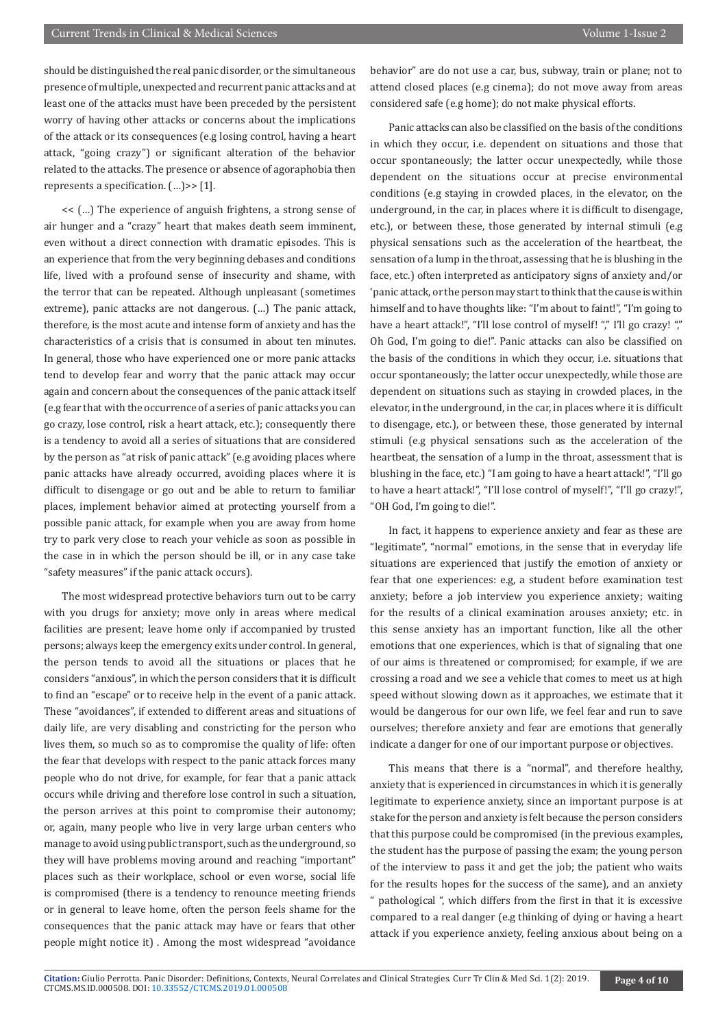should be distinguished the real panic disorder, or the simultaneous presence of multiple, unexpected and recurrent panic attacks and at least one of the attacks must have been preceded by the persistent worry of having other attacks or concerns about the implications of the attack or its consequences (e.g losing control, having a heart attack, "going crazy") or significant alteration of the behavior related to the attacks. The presence or absence of agoraphobia then represents a specification. (…)>> [1].

<< (…) The experience of anguish frightens, a strong sense of air hunger and a "crazy" heart that makes death seem imminent, even without a direct connection with dramatic episodes. This is an experience that from the very beginning debases and conditions life, lived with a profound sense of insecurity and shame, with the terror that can be repeated. Although unpleasant (sometimes extreme), panic attacks are not dangerous. (…) The panic attack, therefore, is the most acute and intense form of anxiety and has the characteristics of a crisis that is consumed in about ten minutes. In general, those who have experienced one or more panic attacks tend to develop fear and worry that the panic attack may occur again and concern about the consequences of the panic attack itself (e.g fear that with the occurrence of a series of panic attacks you can go crazy, lose control, risk a heart attack, etc.); consequently there is a tendency to avoid all a series of situations that are considered by the person as "at risk of panic attack" (e.g avoiding places where panic attacks have already occurred, avoiding places where it is difficult to disengage or go out and be able to return to familiar places, implement behavior aimed at protecting yourself from a possible panic attack, for example when you are away from home try to park very close to reach your vehicle as soon as possible in the case in in which the person should be ill, or in any case take "safety measures" if the panic attack occurs).

The most widespread protective behaviors turn out to be carry with you drugs for anxiety; move only in areas where medical facilities are present; leave home only if accompanied by trusted persons; always keep the emergency exits under control. In general, the person tends to avoid all the situations or places that he considers "anxious", in which the person considers that it is difficult to find an "escape" or to receive help in the event of a panic attack. These "avoidances", if extended to different areas and situations of daily life, are very disabling and constricting for the person who lives them, so much so as to compromise the quality of life: often the fear that develops with respect to the panic attack forces many people who do not drive, for example, for fear that a panic attack occurs while driving and therefore lose control in such a situation, the person arrives at this point to compromise their autonomy; or, again, many people who live in very large urban centers who manage to avoid using public transport, such as the underground, so they will have problems moving around and reaching "important" places such as their workplace, school or even worse, social life is compromised (there is a tendency to renounce meeting friends or in general to leave home, often the person feels shame for the consequences that the panic attack may have or fears that other people might notice it) . Among the most widespread "avoidance behavior" are do not use a car, bus, subway, train or plane; not to attend closed places (e.g cinema); do not move away from areas considered safe (e.g home); do not make physical efforts.

Panic attacks can also be classified on the basis of the conditions in which they occur, i.e. dependent on situations and those that occur spontaneously; the latter occur unexpectedly, while those dependent on the situations occur at precise environmental conditions (e.g staying in crowded places, in the elevator, on the underground, in the car, in places where it is difficult to disengage, etc.), or between these, those generated by internal stimuli (e.g physical sensations such as the acceleration of the heartbeat, the sensation of a lump in the throat, assessing that he is blushing in the face, etc.) often interpreted as anticipatory signs of anxiety and/or 'panic attack, or the person may start to think that the cause is within himself and to have thoughts like: "I'm about to faint!", "I'm going to have a heart attack!", "I'll lose control of myself! "," I'll go crazy! "," Oh God, I'm going to die!". Panic attacks can also be classified on the basis of the conditions in which they occur, i.e. situations that occur spontaneously; the latter occur unexpectedly, while those are dependent on situations such as staying in crowded places, in the elevator, in the underground, in the car, in places where it is difficult to disengage, etc.), or between these, those generated by internal stimuli (e.g physical sensations such as the acceleration of the heartbeat, the sensation of a lump in the throat, assessment that is blushing in the face, etc.) "I am going to have a heart attack!", "I'll go to have a heart attack!", "I'll lose control of myself!", "I'll go crazy!", "OH God, I'm going to die!".

In fact, it happens to experience anxiety and fear as these are "legitimate", "normal" emotions, in the sense that in everyday life situations are experienced that justify the emotion of anxiety or fear that one experiences: e.g, a student before examination test anxiety; before a job interview you experience anxiety; waiting for the results of a clinical examination arouses anxiety; etc. in this sense anxiety has an important function, like all the other emotions that one experiences, which is that of signaling that one of our aims is threatened or compromised; for example, if we are crossing a road and we see a vehicle that comes to meet us at high speed without slowing down as it approaches, we estimate that it would be dangerous for our own life, we feel fear and run to save ourselves; therefore anxiety and fear are emotions that generally indicate a danger for one of our important purpose or objectives.

This means that there is a "normal", and therefore healthy, anxiety that is experienced in circumstances in which it is generally legitimate to experience anxiety, since an important purpose is at stake for the person and anxiety is felt because the person considers that this purpose could be compromised (in the previous examples, the student has the purpose of passing the exam; the young person of the interview to pass it and get the job; the patient who waits for the results hopes for the success of the same), and an anxiety " pathological ", which differs from the first in that it is excessive compared to a real danger (e.g thinking of dying or having a heart attack if you experience anxiety, feeling anxious about being on a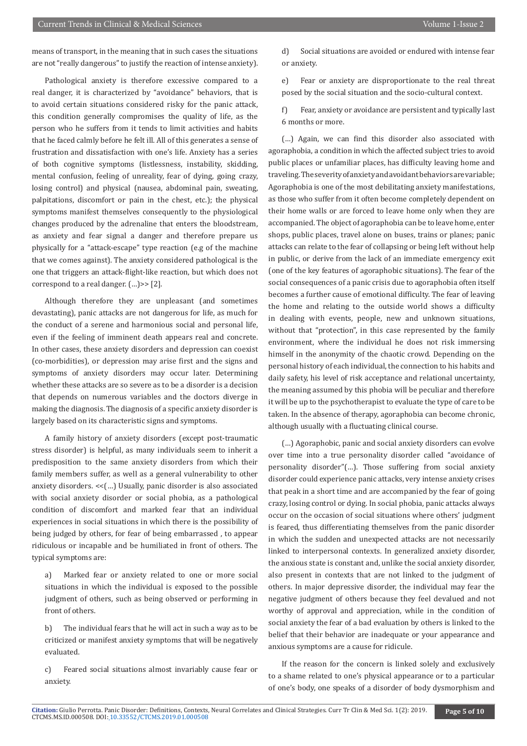means of transport, in the meaning that in such cases the situations are not "really dangerous" to justify the reaction of intense anxiety).

Pathological anxiety is therefore excessive compared to a real danger, it is characterized by "avoidance" behaviors, that is to avoid certain situations considered risky for the panic attack, this condition generally compromises the quality of life, as the person who he suffers from it tends to limit activities and habits that he faced calmly before he felt ill. All of this generates a sense of frustration and dissatisfaction with one's life. Anxiety has a series of both cognitive symptoms (listlessness, instability, skidding, mental confusion, feeling of unreality, fear of dying, going crazy, losing control) and physical (nausea, abdominal pain, sweating, palpitations, discomfort or pain in the chest, etc.); the physical symptoms manifest themselves consequently to the physiological changes produced by the adrenaline that enters the bloodstream, as anxiety and fear signal a danger and therefore prepare us physically for a "attack-escape" type reaction (e.g of the machine that we comes against). The anxiety considered pathological is the one that triggers an attack-flight-like reaction, but which does not correspond to a real danger. (...)>> [2].

Although therefore they are unpleasant (and sometimes devastating), panic attacks are not dangerous for life, as much for the conduct of a serene and harmonious social and personal life, even if the feeling of imminent death appears real and concrete. In other cases, these anxiety disorders and depression can coexist (co-morbidities), or depression may arise first and the signs and symptoms of anxiety disorders may occur later. Determining whether these attacks are so severe as to be a disorder is a decision that depends on numerous variables and the doctors diverge in making the diagnosis. The diagnosis of a specific anxiety disorder is largely based on its characteristic signs and symptoms.

A family history of anxiety disorders (except post-traumatic stress disorder) is helpful, as many individuals seem to inherit a predisposition to the same anxiety disorders from which their family members suffer, as well as a general vulnerability to other anxiety disorders. <<(...) Usually, panic disorder is also associated with social anxiety disorder or social phobia, as a pathological condition of discomfort and marked fear that an individual experiences in social situations in which there is the possibility of being judged by others, for fear of being embarrassed , to appear ridiculous or incapable and be humiliated in front of others. The typical symptoms are:

a) Marked fear or anxiety related to one or more social situations in which the individual is exposed to the possible judgment of others, such as being observed or performing in front of others.

b) The individual fears that he will act in such a way as to be criticized or manifest anxiety symptoms that will be negatively evaluated.

c) Feared social situations almost invariably cause fear or anxiety.

d) Social situations are avoided or endured with intense fear or anxiety.

e) Fear or anxiety are disproportionate to the real threat posed by the social situation and the socio-cultural context.

f) Fear, anxiety or avoidance are persistent and typically last 6 months or more.

(...) Again, we can find this disorder also associated with agoraphobia, a condition in which the affected subject tries to avoid public places or unfamiliar places, has difficulty leaving home and traveling. The severity of anxiety and avoidant behaviors are variable; Agoraphobia is one of the most debilitating anxiety manifestations, as those who suffer from it often become completely dependent on their home walls or are forced to leave home only when they are accompanied. The object of agoraphobia can be to leave home, enter shops, public places, travel alone on buses, trains or planes; panic attacks can relate to the fear of collapsing or being left without help in public, or derive from the lack of an immediate emergency exit (one of the key features of agoraphobic situations). The fear of the social consequences of a panic crisis due to agoraphobia often itself becomes a further cause of emotional difficulty. The fear of leaving the home and relating to the outside world shows a difficulty in dealing with events, people, new and unknown situations, without that "protection", in this case represented by the family environment, where the individual he does not risk immersing himself in the anonymity of the chaotic crowd. Depending on the personal history of each individual, the connection to his habits and daily safety, his level of risk acceptance and relational uncertainty, the meaning assumed by this phobia will be peculiar and therefore it will be up to the psychotherapist to evaluate the type of care to be taken. In the absence of therapy, agoraphobia can become chronic, although usually with a fluctuating clinical course.

(...) Agoraphobic, panic and social anxiety disorders can evolve over time into a true personality disorder called "avoidance of personality disorder"(...). Those suffering from social anxiety disorder could experience panic attacks, very intense anxiety crises that peak in a short time and are accompanied by the fear of going crazy, losing control or dying. In social phobia, panic attacks always occur on the occasion of social situations where others' judgment is feared, thus differentiating themselves from the panic disorder in which the sudden and unexpected attacks are not necessarily linked to interpersonal contexts. In generalized anxiety disorder, the anxious state is constant and, unlike the social anxiety disorder, also present in contexts that are not linked to the judgment of others. In major depressive disorder, the individual may fear the negative judgment of others because they feel devalued and not worthy of approval and appreciation, while in the condition of social anxiety the fear of a bad evaluation by others is linked to the belief that their behavior are inadequate or your appearance and anxious symptoms are a cause for ridicule.

If the reason for the concern is linked solely and exclusively to a shame related to one's physical appearance or to a particular of one's body, one speaks of a disorder of body dysmorphism and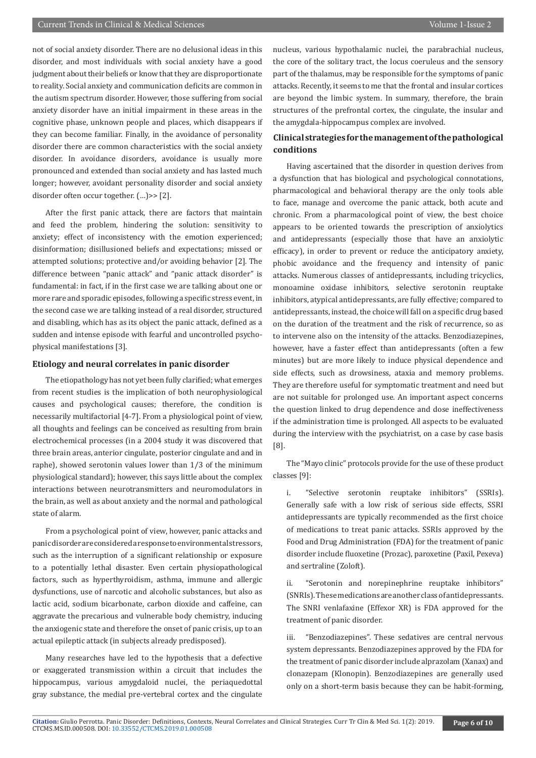not of social anxiety disorder. There are no delusional ideas in this disorder, and most individuals with social anxiety have a good judgment about their beliefs or know that they are disproportionate to reality. Social anxiety and communication deficits are common in the autism spectrum disorder. However, those suffering from social anxiety disorder have an initial impairment in these areas in the cognitive phase, unknown people and places, which disappears if they can become familiar. Finally, in the avoidance of personality disorder there are common characteristics with the social anxiety disorder. In avoidance disorders, avoidance is usually more pronounced and extended than social anxiety and has lasted much longer; however, avoidant personality disorder and social anxiety disorder often occur together. (...)>> [2].

After the first panic attack, there are factors that maintain and feed the problem, hindering the solution: sensitivity to anxiety; effect of inconsistency with the emotion experienced; disinformation; disillusioned beliefs and expectations; missed or attempted solutions; protective and/or avoiding behavior [2]. The difference between "panic attack" and "panic attack disorder" is fundamental: in fact, if in the first case we are talking about one or more rare and sporadic episodes, following a specific stress event, in the second case we are talking instead of a real disorder, structured and disabling, which has as its object the panic attack, defined as a sudden and intense episode with fearful and uncontrolled psycho-physical manifestations [3].

### Etiology and neural correlates in panic disorder

The etiopathology has not yet been fully clarified; what emerges from recent studies is the implication of both neurophysiological causes and psychological causes; therefore, the condition is necessarily multifactorial [4-7]. From a physiological point of view, all thoughts and feelings can be conceived as resulting from brain electrochemical processes (in a 2004 study it was discovered that three brain areas, anterior cingulate, posterior cingulate and and in raphe), showed serotonin values lower than 1/3 of the minimum physiological standard); however, this says little about the complex interactions between neurotransmitters and neuromodulators in the brain, as well as about anxiety and the normal and pathological state of alarm.

From a psychological point of view, however, panic attacks and panic disorder are considered a response to environmental stressors, such as the interruption of a significant relationship or exposure to a potentially lethal disaster. Even certain physiopathological factors, such as hyperthyroidism, asthma, immune and allergic dysfunctions, use of narcotic and alcoholic substances, but also as lactic acid, sodium bicarbonate, carbon dioxide and caffeine, can aggravate the precarious and vulnerable body chemistry, inducing the anxiogenic state and therefore the onset of panic crisis, up to an actual epileptic attack (in subjects already predisposed).

Many researches have led to the hypothesis that a defective or exaggerated transmission within a circuit that includes the hippocampus, various amygdaloid nuclei, the periaquedottal gray substance, the medial pre-vertebral cortex and the cingulate nucleus, various hypothalamic nuclei, the parabrachial nucleus, the core of the solitary tract, the locus coeruleus and the sensory part of the thalamus, may be responsible for the symptoms of panic attacks. Recently, it seems to me that the frontal and insular cortices are beyond the limbic system. In summary, therefore, the brain structures of the prefrontal cortex, the cingulate, the insular and the amygdala-hippocampus complex are involved.

### Clinical strategies for the management of the pathological conditions

Having ascertained that the disorder in question derives from a dysfunction that has biological and psychological connotations, pharmacological and behavioral therapy are the only tools able to face, manage and overcome the panic attack, both acute and chronic. From a pharmacological point of view, the best choice appears to be oriented towards the prescription of anxiolytics and antidepressants (especially those that have an anxiolytic efficacy), in order to prevent or reduce the anticipatory anxiety, phobic avoidance and the frequency and intensity of panic attacks. Numerous classes of antidepressants, including tricyclics, monoamine oxidase inhibitors, selective serotonin reuptake inhibitors, atypical antidepressants, are fully effective; compared to antidepressants, instead, the choice will fall on a specific drug based on the duration of the treatment and the risk of recurrence, so as to intervene also on the intensity of the attacks. Benzodiazepines, however, have a faster effect than antidepressants (often a few minutes) but are more likely to induce physical dependence and side effects, such as drowsiness, ataxia and memory problems. They are therefore useful for symptomatic treatment and need but are not suitable for prolonged use. An important aspect concerns the question linked to drug dependence and dose ineffectiveness if the administration time is prolonged. All aspects to be evaluated during the interview with the psychiatrist, on a case by case basis [8].

The "Mayo clinic" protocols provide for the use of these product classes [9]:

i. "Selective serotonin reuptake inhibitors" (SSRIs). Generally safe with a low risk of serious side effects, SSRI antidepressants are typically recommended as the first choice of medications to treat panic attacks. SSRIs approved by the Food and Drug Administration (FDA) for the treatment of panic disorder include fluoxetine (Prozac), paroxetine (Paxil, Pexeva) and sertraline (Zoloft).

ii. "Serotonin and norepinephrine reuptake inhibitors" (SNRIs). These medications are another class of antidepressants. The SNRI venlafaxine (Effexor XR) is FDA approved for the treatment of panic disorder.

iii. "Benzodiazepines". These sedatives are central nervous system depressants. Benzodiazepines approved by the FDA for the treatment of panic disorder include alprazolam (Xanax) and clonazepam (Klonopin). Benzodiazepines are generally used only on a short-term basis because they can be habit-forming,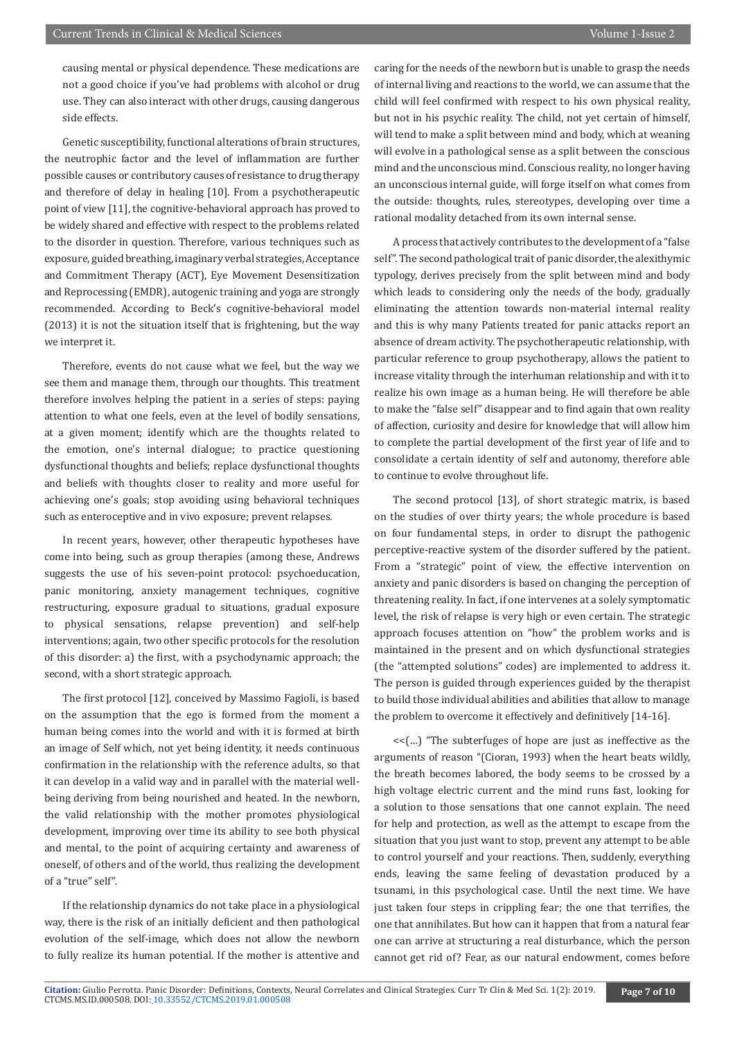causing mental or physical dependence. These medications are not a good choice if you've had problems with alcohol or drug use. They can also interact with other drugs, causing dangerous side effects.

Genetic susceptibility, functional alterations of brain structures, the neutrophic factor and the level of inflammation are further possible causes or contributory causes of resistance to drug therapy and therefore of delay in healing [10]. From a psychotherapeutic point of view [11], the cognitive-behavioral approach has proved to be widely shared and effective with respect to the problems related to the disorder in question. Therefore, various techniques such as exposure, guided breathing, imaginary verbal strategies, Acceptance and Commitment Therapy (ACT), Eye Movement Desensitization and Reprocessing (EMDR), autogenic training and yoga are strongly recommended. According to Beck's cognitive-behavioral model (2013) it is not the situation itself that is frightening, but the way we interpret it.

Therefore, events do not cause what we feel, but the way we see them and manage them, through our thoughts. This treatment therefore involves helping the patient in a series of steps: paying attention to what one feels, even at the level of bodily sensations, at a given moment; identify which are the thoughts related to the emotion, one's internal dialogue; to practice questioning dysfunctional thoughts and beliefs; replace dysfunctional thoughts and beliefs with thoughts closer to reality and more useful for achieving one's goals; stop avoiding using behavioral techniques such as enteroceptive and in vivo exposure; prevent relapses.

In recent years, however, other therapeutic hypotheses have come into being, such as group therapies (among these, Andrews suggests the use of his seven-point protocol: psychoeducation, panic monitoring, anxiety management techniques, cognitive restructuring, exposure gradual to situations, gradual exposure to physical sensations, relapse prevention) and self-help interventions; again, two other specific protocols for the resolution of this disorder: a) the first, with a psychodynamic approach; the second, with a short strategic approach.

The first protocol [12], conceived by Massimo Fagioli, is based on the assumption that the ego is formed from the moment a human being comes into the world and with it is formed at birth an image of Self which, not yet being identity, it needs continuous confirmation in the relationship with the reference adults, so that it can develop in a valid way and in parallel with the material well-being deriving from being nourished and heated. In the newborn, the valid relationship with the mother promotes physiological development, improving over time its ability to see both physical and mental, to the point of acquiring certainty and awareness of oneself, of others and of the world, thus realizing the development of a "true" self".

If the relationship dynamics do not take place in a physiological way, there is the risk of an initially deficient and then pathological evolution of the self-image, which does not allow the newborn to fully realize its human potential. If the mother is attentive and caring for the needs of the newborn but is unable to grasp the needs of internal living and reactions to the world, we can assume that the child will feel confirmed with respect to his own physical reality, but not in his psychic reality. The child, not yet certain of himself, will tend to make a split between mind and body, which at weaning will evolve in a pathological sense as a split between the conscious mind and the unconscious mind. Conscious reality, no longer having an unconscious internal guide, will forge itself on what comes from the outside: thoughts, rules, stereotypes, developing over time a rational modality detached from its own internal sense.

A process that actively contributes to the development of a "false self". The second pathological trait of panic disorder, the alexithymic typology, derives precisely from the split between mind and body which leads to considering only the needs of the body, gradually eliminating the attention towards non-material internal reality and this is why many Patients treated for panic attacks report an absence of dream activity. The psychotherapeutic relationship, with particular reference to group psychotherapy, allows the patient to increase vitality through the interhuman relationship and with it to realize his own image as a human being. He will therefore be able to make the "false self" disappear and to find again that own reality of affection, curiosity and desire for knowledge that will allow him to complete the partial development of the first year of life and to consolidate a certain identity of self and autonomy, therefore able to continue to evolve throughout life.

The second protocol [13], of short strategic matrix, is based on the studies of over thirty years; the whole procedure is based on four fundamental steps, in order to disrupt the pathogenic perceptive-reactive system of the disorder suffered by the patient. From a "strategic" point of view, the effective intervention on anxiety and panic disorders is based on changing the perception of threatening reality. In fact, if one intervenes at a solely symptomatic level, the risk of relapse is very high or even certain. The strategic approach focuses attention on "how" the problem works and is maintained in the present and on which dysfunctional strategies (the "attempted solutions" codes) are implemented to address it. The person is guided through experiences guided by the therapist to build those individual abilities and abilities that allow to manage the problem to overcome it effectively and definitively [14-16].

<<(...) "The subterfuges of hope are just as ineffective as the arguments of reason "(Cioran, 1993) when the heart beats wildly, the breath becomes labored, the body seems to be crossed by a high voltage electric current and the mind runs fast, looking for a solution to those sensations that one cannot explain. The need for help and protection, as well as the attempt to escape from the situation that you just want to stop, prevent any attempt to be able to control yourself and your reactions. Then, suddenly, everything ends, leaving the same feeling of devastation produced by a tsunami, in this psychological case. Until the next time. We have just taken four steps in crippling fear; the one that terrifies, the one that annihilates. But how can it happen that from a natural fear one can arrive at structuring a real disturbance, which the person cannot get rid of? Fear, as our natural endowment, comes before

**Citation:** Giulio Perrotta. Panic Disorder: Definitions, Contexts, Neural Correlates and Clinical Strategies. Curr Tr Clin & Med Sci. 1(2): 2019. CTCMS.MS.ID.000508. DOI: 10.33552/CTCMS.2019.01.000508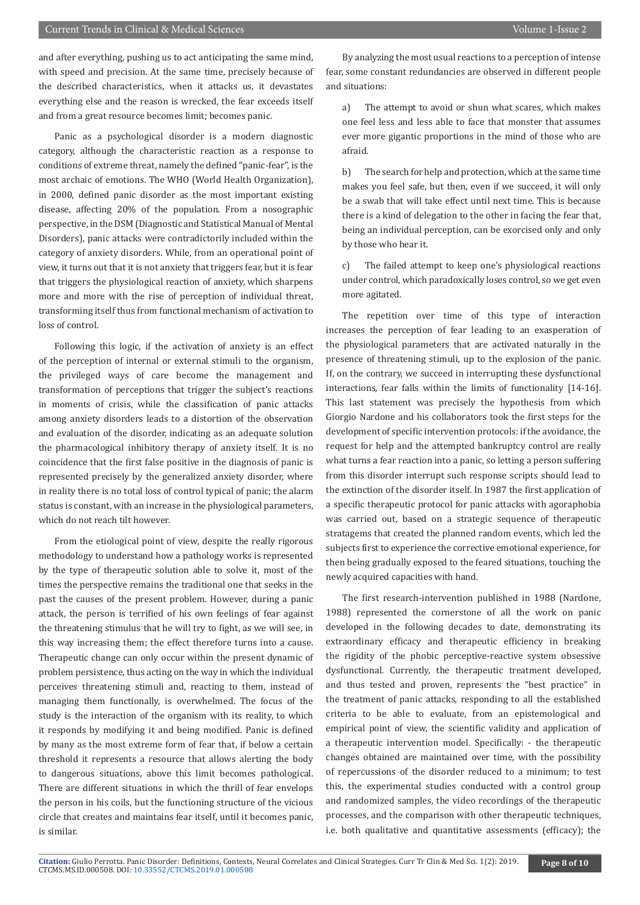and after everything, pushing us to act anticipating the same mind, with speed and precision. At the same time, precisely because of the described characteristics, when it attacks us, it devastates everything else and the reason is wrecked, the fear exceeds itself and from a great resource becomes limit; becomes panic.

Panic as a psychological disorder is a modern diagnostic category, although the characteristic reaction as a response to conditions of extreme threat, namely the defined "panic-fear", is the most archaic of emotions. The WHO (World Health Organization), in 2000, defined panic disorder as the most important existing disease, affecting 20% of the population. From a nosographic perspective, in the DSM (Diagnostic and Statistical Manual of Mental Disorders), panic attacks were contradictorily included within the category of anxiety disorders. While, from an operational point of view, it turns out that it is not anxiety that triggers fear, but it is fear that triggers the physiological reaction of anxiety, which sharpens more and more with the rise of perception of individual threat, transforming itself thus from functional mechanism of activation to loss of control.

Following this logic, if the activation of anxiety is an effect of the perception of internal or external stimuli to the organism, the privileged ways of care become the management and transformation of perceptions that trigger the subject's reactions in moments of crisis, while the classification of panic attacks among anxiety disorders leads to a distortion of the observation and evaluation of the disorder, indicating as an adequate solution the pharmacological inhibitory therapy of anxiety itself. It is no coincidence that the first false positive in the diagnosis of panic is represented precisely by the generalized anxiety disorder, where in reality there is no total loss of control typical of panic; the alarm status is constant, with an increase in the physiological parameters, which do not reach tilt however.

From the etiological point of view, despite the really rigorous methodology to understand how a pathology works is represented by the type of therapeutic solution able to solve it, most of the times the perspective remains the traditional one that seeks in the past the causes of the present problem. However, during a panic attack, the person is terrified of his own feelings of fear against the threatening stimulus that he will try to fight, as we will see, in this way increasing them; the effect therefore turns into a cause. Therapeutic change can only occur within the present dynamic of problem persistence, thus acting on the way in which the individual perceives threatening stimuli and, reacting to them, instead of managing them functionally, is overwhelmed. The focus of the study is the interaction of the organism with its reality, to which it responds by modifying it and being modified. Panic is defined by many as the most extreme form of fear that, if below a certain threshold it represents a resource that allows alerting the body to dangerous situations, above this limit becomes pathological. There are different situations in which the thrill of fear envelops the person in his coils, but the functioning structure of the vicious circle that creates and maintains fear itself, until it becomes panic, is similar.

By analyzing the most usual reactions to a perception of intense fear, some constant redundancies are observed in different people and situations:

a) The attempt to avoid or shun what scares, which makes one feel less and less able to face that monster that assumes ever more gigantic proportions in the mind of those who are afraid.

b) The search for help and protection, which at the same time makes you feel safe, but then, even if we succeed, it will only be a swab that will take effect until next time. This is because there is a kind of delegation to the other in facing the fear that, being an individual perception, can be exorcised only and only by those who hear it.

c) The failed attempt to keep one's physiological reactions under control, which paradoxically loses control, so we get even more agitated.

The repetition over time of this type of interaction increases the perception of fear leading to an exasperation of the physiological parameters that are activated naturally in the presence of threatening stimuli, up to the explosion of the panic. If, on the contrary, we succeed in interrupting these dysfunctional interactions, fear falls within the limits of functionality [14-16]. This last statement was precisely the hypothesis from which Giorgio Nardone and his collaborators took the first steps for the development of specific intervention protocols: if the avoidance, the request for help and the attempted bankruptcy control are really what turns a fear reaction into a panic, so letting a person suffering from this disorder interrupt such response scripts should lead to the extinction of the disorder itself. In 1987 the first application of a specific therapeutic protocol for panic attacks with agoraphobia was carried out, based on a strategic sequence of therapeutic stratagems that created the planned random events, which led the subjects first to experience the corrective emotional experience, for then being gradually exposed to the feared situations, touching the newly acquired capacities with hand.

The first research-intervention published in 1988 (Nardone, 1988) represented the cornerstone of all the work on panic developed in the following decades to date, demonstrating its extraordinary efficacy and therapeutic efficiency in breaking the rigidity of the phobic perceptive-reactive system obsessive dysfunctional. Currently, the therapeutic treatment developed, and thus tested and proven, represents the "best practice" in the treatment of panic attacks, responding to all the established criteria to be able to evaluate, from an epistemological and empirical point of view, the scientific validity and application of a therapeutic intervention model. Specifically: - the therapeutic changes obtained are maintained over time, with the possibility of repercussions of the disorder reduced to a minimum; to test this, the experimental studies conducted with a control group and randomized samples, the video recordings of the therapeutic processes, and the comparison with other therapeutic techniques, i.e. both qualitative and quantitative assessments (efficacy); the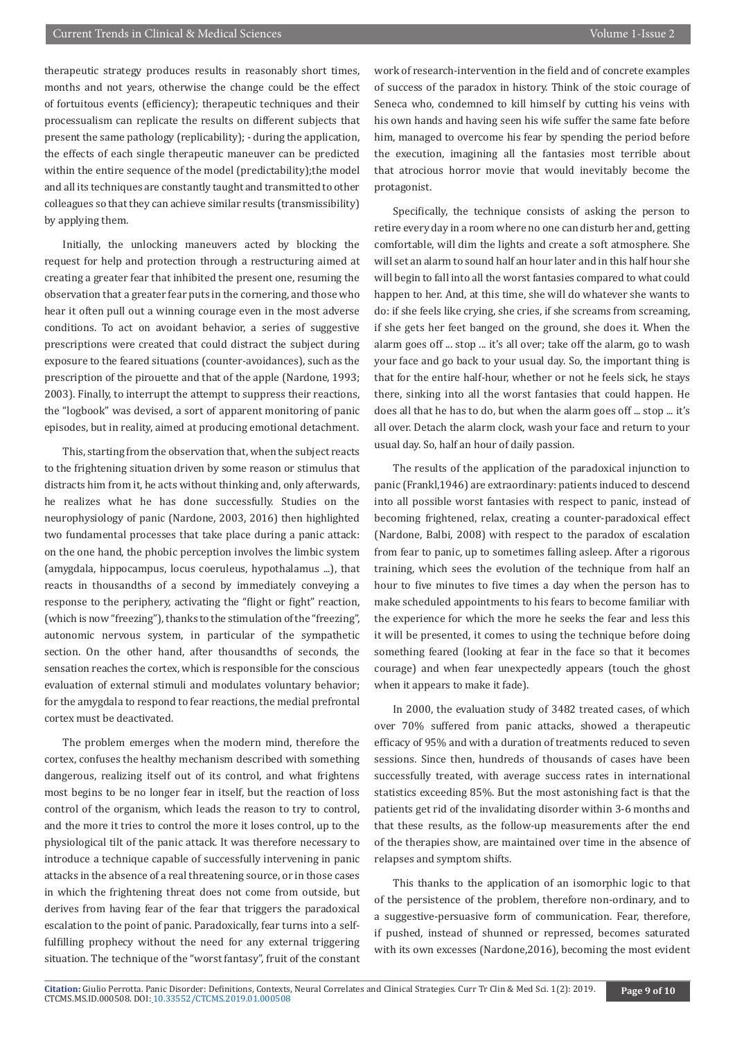therapeutic strategy produces results in reasonably short times, months and not years, otherwise the change could be the effect of fortuitous events (efficiency); therapeutic techniques and their processualism can replicate the results on different subjects that present the same pathology (replicability); - during the application, the effects of each single therapeutic maneuver can be predicted within the entire sequence of the model (predictability);the model and all its techniques are constantly taught and transmitted to other colleagues so that they can achieve similar results (transmissibility) by applying them.

Initially, the unlocking maneuvers acted by blocking the request for help and protection through a restructuring aimed at creating a greater fear that inhibited the present one, resuming the observation that a greater fear puts in the cornering, and those who hear it often pull out a winning courage even in the most adverse conditions. To act on avoidant behavior, a series of suggestive prescriptions were created that could distract the subject during exposure to the feared situations (counter-avoidances), such as the prescription of the pirouette and that of the apple (Nardone, 1993; 2003). Finally, to interrupt the attempt to suppress their reactions, the "logbook" was devised, a sort of apparent monitoring of panic episodes, but in reality, aimed at producing emotional detachment.

This, starting from the observation that, when the subject reacts to the frightening situation driven by some reason or stimulus that distracts him from it, he acts without thinking and, only afterwards, he realizes what he has done successfully. Studies on the neurophysiology of panic (Nardone, 2003, 2016) then highlighted two fundamental processes that take place during a panic attack: on the one hand, the phobic perception involves the limbic system (amygdala, hippocampus, locus coeruleus, hypothalamus ...), that reacts in thousandths of a second by immediately conveying a response to the periphery, activating the "flight or fight" reaction, (which is now "freezing"), thanks to the stimulation of the "freezing", autonomic nervous system, in particular of the sympathetic section. On the other hand, after thousandths of seconds, the sensation reaches the cortex, which is responsible for the conscious evaluation of external stimuli and modulates voluntary behavior; for the amygdala to respond to fear reactions, the medial prefrontal cortex must be deactivated.

The problem emerges when the modern mind, therefore the cortex, confuses the healthy mechanism described with something dangerous, realizing itself out of its control, and what frightens most begins to be no longer fear in itself, but the reaction of loss control of the organism, which leads the reason to try to control, and the more it tries to control the more it loses control, up to the physiological tilt of the panic attack. It was therefore necessary to introduce a technique capable of successfully intervening in panic attacks in the absence of a real threatening source, or in those cases in which the frightening threat does not come from outside, but derives from having fear of the fear that triggers the paradoxical escalation to the point of panic. Paradoxically, fear turns into a self-fulfilling prophecy without the need for any external triggering situation. The technique of the "worst fantasy", fruit of the constant work of research-intervention in the field and of concrete examples of success of the paradox in history. Think of the stoic courage of Seneca who, condemned to kill himself by cutting his veins with his own hands and having seen his wife suffer the same fate before him, managed to overcome his fear by spending the period before the execution, imagining all the fantasies most terrible about that atrocious horror movie that would inevitably become the protagonist.

Specifically, the technique consists of asking the person to retire every day in a room where no one can disturb her and, getting comfortable, will dim the lights and create a soft atmosphere. She will set an alarm to sound half an hour later and in this half hour she will begin to fall into all the worst fantasies compared to what could happen to her. And, at this time, she will do whatever she wants to do: if she feels like crying, she cries, if she screams from screaming, if she gets her feet banged on the ground, she does it. When the alarm goes off ... stop ... it's all over; take off the alarm, go to wash your face and go back to your usual day. So, the important thing is that for the entire half-hour, whether or not he feels sick, he stays there, sinking into all the worst fantasies that could happen. He does all that he has to do, but when the alarm goes off ... stop ... it's all over. Detach the alarm clock, wash your face and return to your usual day. So, half an hour of daily passion.

The results of the application of the paradoxical injunction to panic (Frankl,1946) are extraordinary: patients induced to descend into all possible worst fantasies with respect to panic, instead of becoming frightened, relax, creating a counter-paradoxical effect (Nardone, Balbi, 2008) with respect to the paradox of escalation from fear to panic, up to sometimes falling asleep. After a rigorous training, which sees the evolution of the technique from half an hour to five minutes to five times a day when the person has to make scheduled appointments to his fears to become familiar with the experience for which the more he seeks the fear and less this it will be presented, it comes to using the technique before doing something feared (looking at fear in the face so that it becomes courage) and when fear unexpectedly appears (touch the ghost when it appears to make it fade).

In 2000, the evaluation study of 3482 treated cases, of which over 70% suffered from panic attacks, showed a therapeutic efficacy of 95% and with a duration of treatments reduced to seven sessions. Since then, hundreds of thousands of cases have been successfully treated, with average success rates in international statistics exceeding 85%. But the most astonishing fact is that the patients get rid of the invalidating disorder within 3-6 months and that these results, as the follow-up measurements after the end of the therapies show, are maintained over time in the absence of relapses and symptom shifts.

This thanks to the application of an isomorphic logic to that of the persistence of the problem, therefore non-ordinary, and to a suggestive-persuasive form of communication. Fear, therefore, if pushed, instead of shunned or repressed, becomes saturated with its own excesses (Nardone,2016), becoming the most evident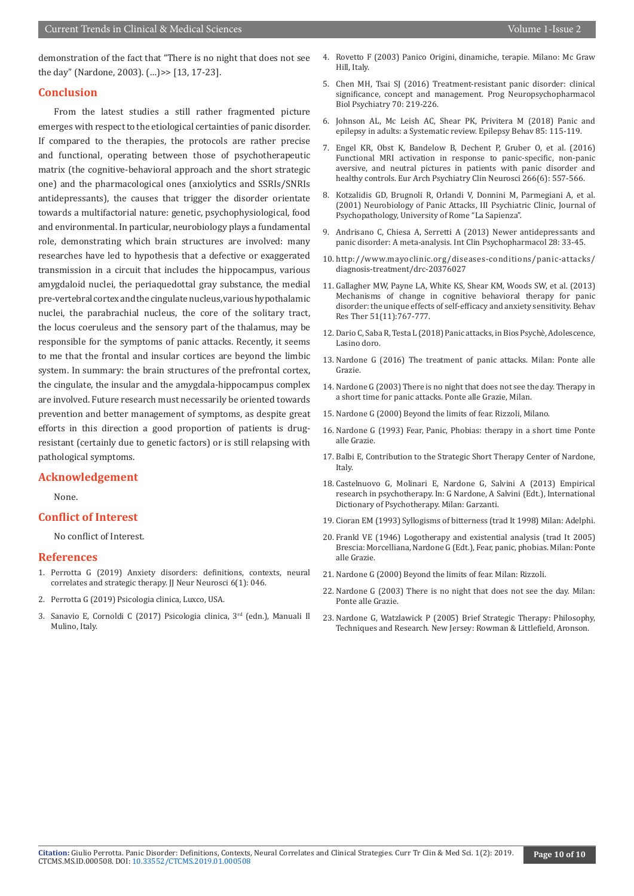demonstration of the fact that "There is no night that does not see the day" (Nardone, 2003). (...)>> [13, 17-23].

## Conclusion

From the latest studies a still rather fragmented picture emerges with respect to the etiological certainties of panic disorder. If compared to the therapies, the protocols are rather precise and functional, operating between those of psychotherapeutic matrix (the cognitive-behavioral approach and the short strategic one) and the pharmacological ones (anxiolytics and SSRIs/SNRIs antidepressants), the causes that trigger the disorder orientate towards a multifactorial nature: genetic, psychophysiological, food and environmental. In particular, neurobiology plays a fundamental role, demonstrating which brain structures are involved: many researches have led to hypothesis that a defective or exaggerated transmission in a circuit that includes the hippocampus, various amygdaloid nuclei, the periaquedottal gray substance, the medial pre-vertebral cortex and the cingulate nucleus, various hypothalamic nuclei, the parabrachial nucleus, the core of the solitary tract, the locus coeruleus and the sensory part of the thalamus, may be responsible for the symptoms of panic attacks. Recently, it seems to me that the frontal and insular cortices are beyond the limbic system. In summary: the brain structures of the prefrontal cortex, the cingulate, the insular and the amygdala-hippocampus complex are involved. Future research must necessarily be oriented towards prevention and better management of symptoms, as despite great efforts in this direction a good proportion of patients is drug-resistant (certainly due to genetic factors) or is still relapsing with pathological symptoms.

## Acknowledgement

None.

## Conflict of Interest

No conflict of Interest.

## References

1. Perrotta G (2019) Anxiety disorders: definitions, contexts, neural correlates and strategic therapy. JJ Neur Neurosci 6(1): 046.
2. Perrotta G (2019) Psicologia clinica, Luxco, USA.
3. Sanavio E, Cornoldi C (2017) Psicologia clinica, 3rd (edn.), Manuali Il Mulino, Italy.
4. Rovetto F (2003) Panico Origini, dinamiche, terapie. Milano: Mc Graw Hill, Italy.
5. Chen MH, Tsai SJ (2016) Treatment-resistant panic disorder: clinical significance, concept and management. Prog Neuropsychopharmacol Biol Psychiatry 70: 219-226.
6. Johnson AL, Mc Leish AC, Shear PK, Privitera M (2018) Panic and epilepsy in adults: a Systematic review. Epilepsy Behav 85: 115-119.
7. Engel KR, Obst K, Bandelow B, Dechent P, Gruber O, et al. (2016) Functional MRI activation in response to panic-specific, non-panic aversive, and neutral pictures in patients with panic disorder and healthy controls. Eur Arch Psychiatry Clin Neurosci 266(6): 557-566.
8. Kotzalidis GD, Brugnoli R, Orlandi V, Donnini M, Parmegiani A, et al. (2001) Neurobiology of Panic Attacks, III Psychiatric Clinic, Journal of Psychopathology, University of Rome "La Sapienza".
9. Andrisano C, Chiesa A, Serretti A (2013) Newer antidepressants and panic disorder: A meta-analysis. Int Clin Psychopharmacol 28: 33-45.
10. http://www.mayoclinic.org/diseases-conditions/panic-attacks/diagnosis-treatment/drc-20376027
11. Gallagher MW, Payne LA, White KS, Shear KM, Woods SW, et al. (2013) Mechanisms of change in cognitive behavioral therapy for panic disorder: the unique effects of self-efficacy and anxiety sensitivity. Behav Res Ther 51(11):767-777.
12. Dario C, Saba R, Testa L (2018) Panic attacks, in Bios Psychè, Adolescence, Lasino doro.
13. Nardone G (2016) The treatment of panic attacks. Milan: Ponte alle Grazie.
14. Nardone G (2003) There is no night that does not see the day. Therapy in a short time for panic attacks. Ponte alle Grazie, Milan.
15. Nardone G (2000) Beyond the limits of fear. Rizzoli, Milano.
16. Nardone G (1993) Fear, Panic, Phobias: therapy in a short time Ponte alle Grazie.
17. Balbi E, Contribution to the Strategic Short Therapy Center of Nardone, Italy.
18. Castelnuovo G, Molinari E, Nardone G, Salvini A (2013) Empirical research in psychotherapy. In: G Nardone, A Salvini (Edt.), International Dictionary of Psychotherapy. Milan: Garzanti.
19. Cioran EM (1993) Syllogisms of bitterness (trad It 1998) Milan: Adelphi.
20. Frankl VE (1946) Logotherapy and existential analysis (trad It 2005) Brescia: Morcelliana, Nardone G (Edt.), Fear, panic, phobias. Milan: Ponte alle Grazie.
21. Nardone G (2000) Beyond the limits of fear. Milan: Rizzoli.
22. Nardone G (2003) There is no night that does not see the day. Milan: Ponte alle Grazie.
23. Nardone G, Watzlawick P (2005) Brief Strategic Therapy: Philosophy, Techniques and Research. New Jersey: Rowman & Littlefield, Aronson.

**Citation:** Giulio Perrotta. Panic Disorder: Definitions, Contexts, Neural Correlates and Clinical Strategies. Curr Tr Clin & Med Sci. 1(2): 2019. CTCMS.MS.ID.000508. DOI: 10.33552/CTCMS.2019.01.000508